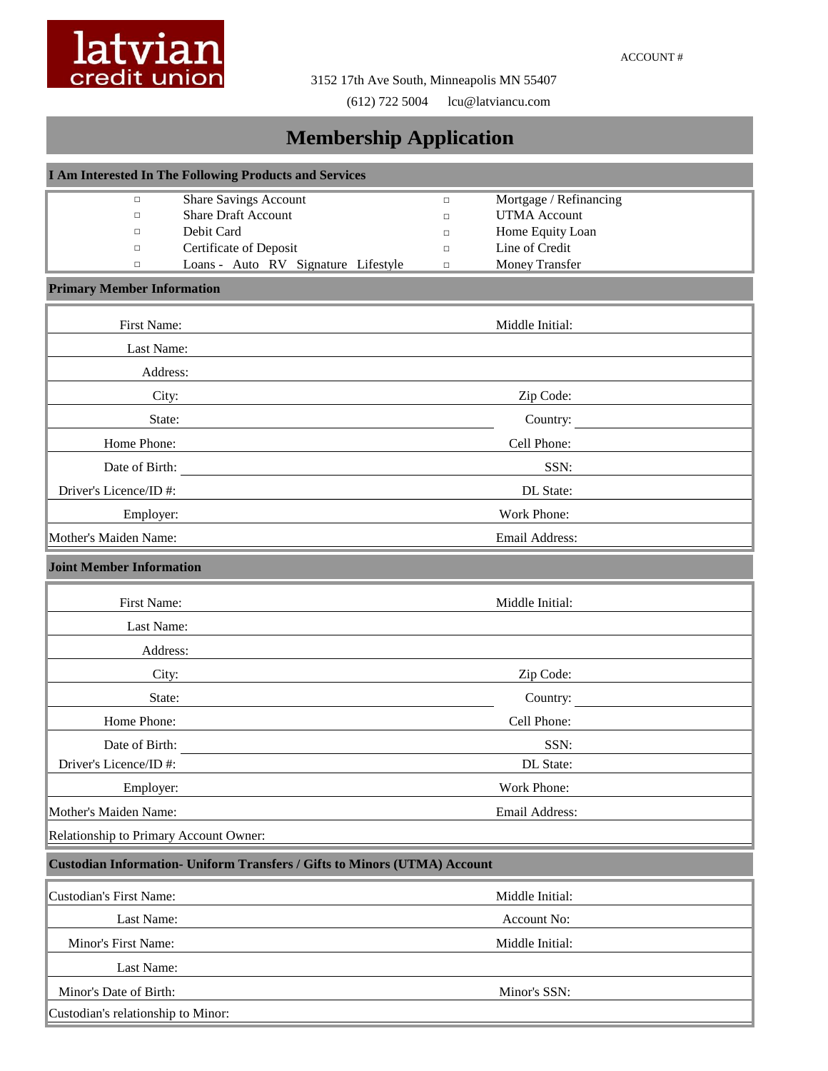latvian credit union

ACCOUNT #

3152 17th Ave South, Minneapolis MN 55407

(612) 722 5004 lcu@latviancu.com

# Membership Application

## I Am Interested In The Following Products and Services

| | | | |
|---|---|---|---|
| □ | Share Savings Account | □ | Mortgage / Refinancing |
| □ | Share Draft Account | □ | UTMA Account |
| □ | Debit Card | □ | Home Equity Loan |
| □ | Certificate of Deposit | □ | Line of Credit |
| □ | Loans - Auto RV Signature Lifestyle | □ | Money Transfer |

## Primary Member Information

| | | | |
|---|---|---|---|
| First Name: | | Middle Initial: | |
| Last Name: | | | |
| Address: | | | |
| City: | | Zip Code: | |
| State: | | Country: | |
| Home Phone: | | Cell Phone: | |
| Date of Birth: | | SSN: | |
| Driver's Licence/ID #: | | DL State: | |
| Employer: | | Work Phone: | |
| Mother's Maiden Name: | | Email Address: | |

## Joint Member Information

| | | | |
|---|---|---|---|
| First Name: | | Middle Initial: | |
| Last Name: | | | |
| Address: | | | |
| City: | | Zip Code: | |
| State: | | Country: | |
| Home Phone: | | Cell Phone: | |
| Date of Birth: | | SSN: | |
| Driver's Licence/ID #: | | DL State: | |
| Employer: | | Work Phone: | |
| Mother's Maiden Name: | | Email Address: | |
| Relationship to Primary Account Owner: | | | |

## Custodian Information- Uniform Transfers / Gifts to Minors (UTMA) Account

| | | | |
|---|---|---|---|
| Custodian's First Name: | | Middle Initial: | |
| Last Name: | | Account No: | |
| Minor's First Name: | | Middle Initial: | |
| Last Name: | | | |
| Minor's Date of Birth: | | Minor's SSN: | |
| Custodian's relationship to Minor: | | | |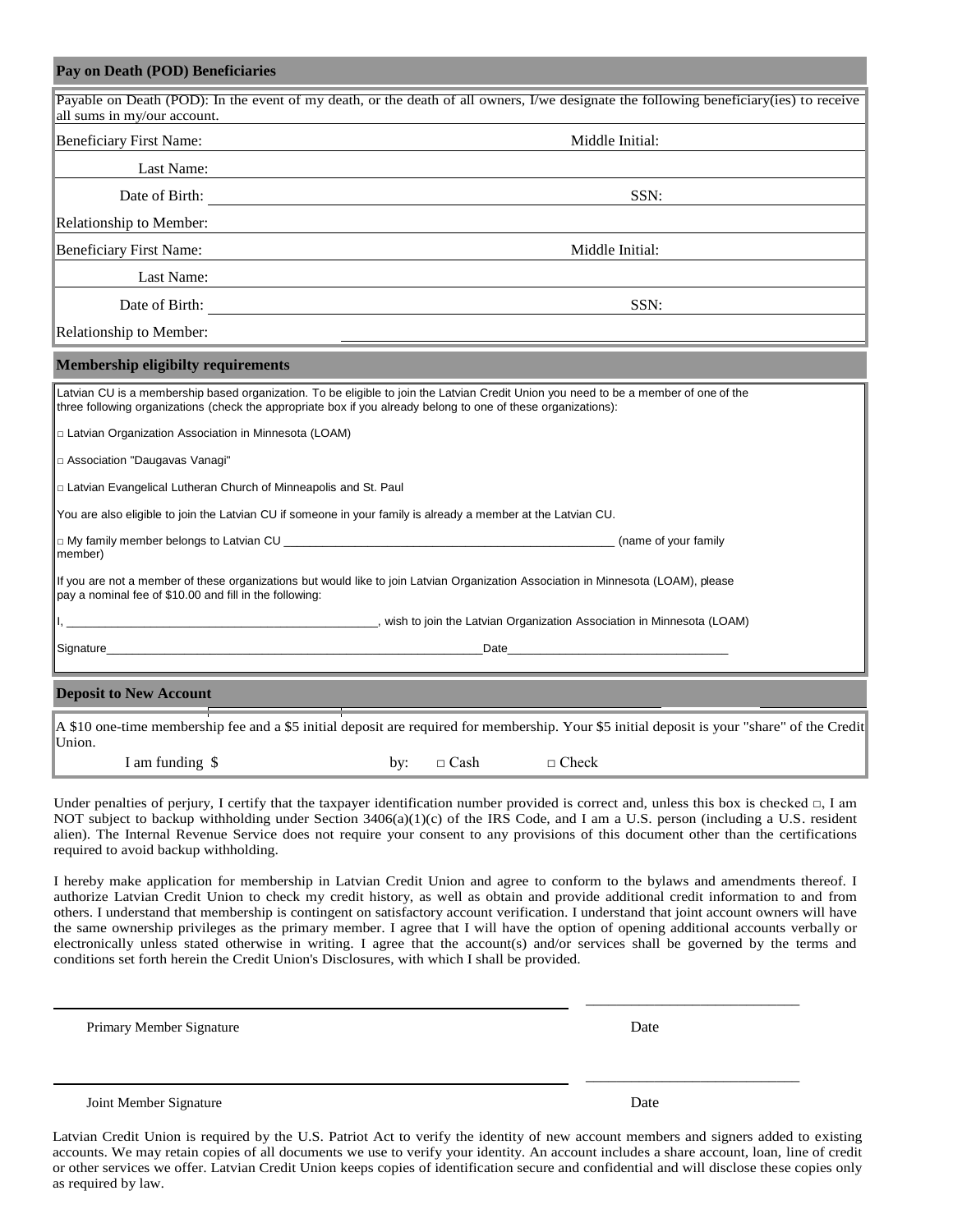## Pay on Death (POD) Beneficiaries

Payable on Death (POD): In the event of my death, or the death of all owners, I/we designate the following beneficiary(ies) to receive all sums in my/our account.

Beneficiary First Name: ____________________ Middle Initial: ____________

Last Name: ____________________

Date of Birth: ____________________ SSN: ____________

Relationship to Member: ____________________

Beneficiary First Name: ____________________ Middle Initial: ____________

Last Name: ____________________

Date of Birth: ____________________ SSN: ____________

Relationship to Member: ____________________

## Membership eligibilty requirements

Latvian CU is a membership based organization. To be eligible to join the Latvian Credit Union you need to be a member of one of the three following organizations (check the appropriate box if you already belong to one of these organizations):

□ Latvian Organization Association in Minnesota (LOAM)

□ Association "Daugavas Vanagi"

□ Latvian Evangelical Lutheran Church of Minneapolis and St. Paul

You are also eligible to join the Latvian CU if someone in your family is already a member at the Latvian CU.

□ My family member belongs to Latvian CU ____________________________________________________ (name of your family member)

If you are not a member of these organizations but would like to join Latvian Organization Association in Minnesota (LOAM), please pay a nominal fee of $10.00 and fill in the following:

I, _______________________________________________, wish to join the Latvian Organization Association in Minnesota (LOAM)

Signature__________________________________________________________Date_________________________________

## Deposit to New Account

A $10 one-time membership fee and a $5 initial deposit are required for membership. Your $5 initial deposit is your "share" of the Credit Union.

I am funding $ ____________ by: □ Cash □ Check

Under penalties of perjury, I certify that the taxpayer identification number provided is correct and, unless this box is checked □, I am NOT subject to backup withholding under Section 3406(a)(1)(c) of the IRS Code, and I am a U.S. person (including a U.S. resident alien). The Internal Revenue Service does not require your consent to any provisions of this document other than the certifications required to avoid backup withholding.

I hereby make application for membership in Latvian Credit Union and agree to conform to the bylaws and amendments thereof. I authorize Latvian Credit Union to check my credit history, as well as obtain and provide additional credit information to and from others. I understand that membership is contingent on satisfactory account verification. I understand that joint account owners will have the same ownership privileges as the primary member. I agree that I will have the option of opening additional accounts verbally or electronically unless stated otherwise in writing. I agree that the account(s) and/or services shall be governed by the terms and conditions set forth herein the Credit Union's Disclosures, with which I shall be provided.

______________________________________________ ____________________

Primary Member Signature Date

______________________________________________ ____________________

Joint Member Signature Date

Latvian Credit Union is required by the U.S. Patriot Act to verify the identity of new account members and signers added to existing accounts. We may retain copies of all documents we use to verify your identity. An account includes a share account, loan, line of credit or other services we offer. Latvian Credit Union keeps copies of identification secure and confidential and will disclose these copies only as required by law.